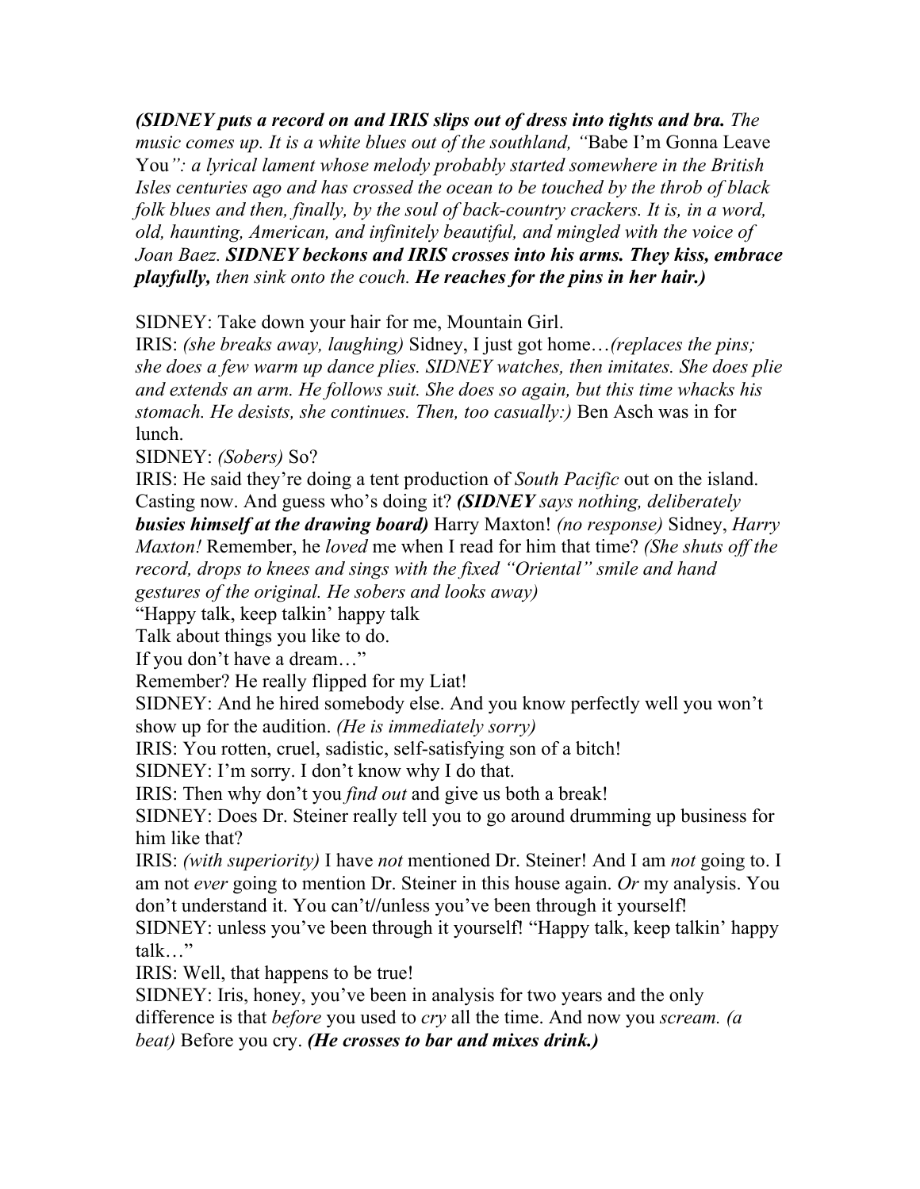***(SIDNEY puts a record on and IRIS slips out of dress into tights and bra.*** *The music comes up. It is a white blues out of the southland, "*Babe I'm Gonna Leave You*": a lyrical lament whose melody probably started somewhere in the British Isles centuries ago and has crossed the ocean to be touched by the throb of black folk blues and then, finally, by the soul of back-country crackers. It is, in a word, old, haunting, American, and infinitely beautiful, and mingled with the voice of Joan Baez.* ***SIDNEY beckons and IRIS crosses into his arms. They kiss, embrace playfully,*** *then sink onto the couch.* ***He reaches for the pins in her hair.)***

SIDNEY: Take down your hair for me, Mountain Girl.

IRIS: *(she breaks away, laughing)* Sidney, I just got home…*(replaces the pins; she does a few warm up dance plies. SIDNEY watches, then imitates. She does plie and extends an arm. He follows suit. She does so again, but this time whacks his stomach. He desists, she continues. Then, too casually:)* Ben Asch was in for lunch.

SIDNEY: *(Sobers)* So?

IRIS: He said they're doing a tent production of *South Pacific* out on the island. Casting now. And guess who's doing it? ***(SIDNEY*** *says nothing, deliberately* ***busies himself at the drawing board)*** Harry Maxton! *(no response)* Sidney, *Harry Maxton!* Remember, he *loved* me when I read for him that time? *(She shuts off the record, drops to knees and sings with the fixed "Oriental" smile and hand gestures of the original. He sobers and looks away)*

"Happy talk, keep talkin' happy talk

Talk about things you like to do.

If you don't have a dream…"

Remember? He really flipped for my Liat!

SIDNEY: And he hired somebody else. And you know perfectly well you won't show up for the audition. *(He is immediately sorry)*

IRIS: You rotten, cruel, sadistic, self-satisfying son of a bitch!

SIDNEY: I'm sorry. I don't know why I do that.

IRIS: Then why don't you *find out* and give us both a break!

SIDNEY: Does Dr. Steiner really tell you to go around drumming up business for him like that?

IRIS: *(with superiority)* I have *not* mentioned Dr. Steiner! And I am *not* going to. I am not *ever* going to mention Dr. Steiner in this house again. *Or* my analysis. You don't understand it. You can't//unless you've been through it yourself!

SIDNEY: unless you've been through it yourself! "Happy talk, keep talkin' happy talk…"

IRIS: Well, that happens to be true!

SIDNEY: Iris, honey, you've been in analysis for two years and the only difference is that *before* you used to *cry* all the time. And now you *scream. (a beat)* Before you cry. ***(He crosses to bar and mixes drink.)***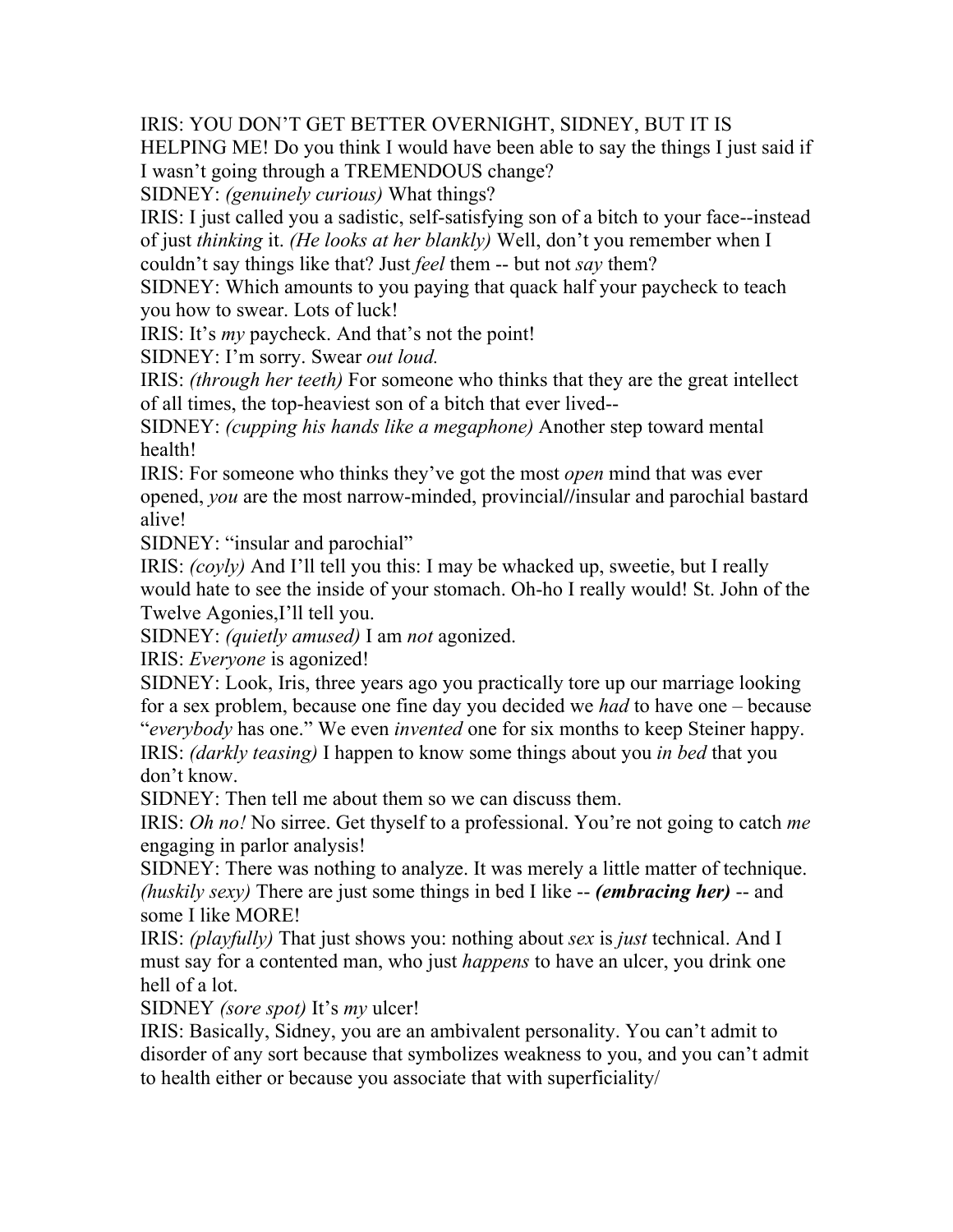IRIS: YOU DON'T GET BETTER OVERNIGHT, SIDNEY, BUT IT IS HELPING ME! Do you think I would have been able to say the things I just said if I wasn't going through a TREMENDOUS change?

SIDNEY: *(genuinely curious)* What things?

IRIS: I just called you a sadistic, self-satisfying son of a bitch to your face--instead of just *thinking* it. *(He looks at her blankly)* Well, don't you remember when I couldn't say things like that? Just *feel* them -- but not *say* them?

SIDNEY: Which amounts to you paying that quack half your paycheck to teach you how to swear. Lots of luck!

IRIS: It's *my* paycheck. And that's not the point!

SIDNEY: I'm sorry. Swear *out loud.*

IRIS: *(through her teeth)* For someone who thinks that they are the great intellect of all times, the top-heaviest son of a bitch that ever lived--

SIDNEY: *(cupping his hands like a megaphone)* Another step toward mental health!

IRIS: For someone who thinks they've got the most *open* mind that was ever opened, *you* are the most narrow-minded, provincial//insular and parochial bastard alive!

SIDNEY: "insular and parochial"

IRIS: *(coyly)* And I'll tell you this: I may be whacked up, sweetie, but I really would hate to see the inside of your stomach. Oh-ho I really would! St. John of the Twelve Agonies,I'll tell you.

SIDNEY: *(quietly amused)* I am *not* agonized.

IRIS: *Everyone* is agonized!

SIDNEY: Look, Iris, three years ago you practically tore up our marriage looking for a sex problem, because one fine day you decided we *had* to have one – because "*everybody* has one." We even *invented* one for six months to keep Steiner happy.

IRIS: *(darkly teasing)* I happen to know some things about you *in bed* that you don't know.

SIDNEY: Then tell me about them so we can discuss them.

IRIS: *Oh no!* No sirree. Get thyself to a professional. You're not going to catch *me* engaging in parlor analysis!

SIDNEY: There was nothing to analyze. It was merely a little matter of technique. *(huskily sexy)* There are just some things in bed I like -- ***(embracing her)*** -- and some I like MORE!

IRIS: *(playfully)* That just shows you: nothing about *sex* is *just* technical. And I must say for a contented man, who just *happens* to have an ulcer, you drink one hell of a lot.

SIDNEY *(sore spot)* It's *my* ulcer!

IRIS: Basically, Sidney, you are an ambivalent personality. You can't admit to disorder of any sort because that symbolizes weakness to you, and you can't admit to health either or because you associate that with superficiality/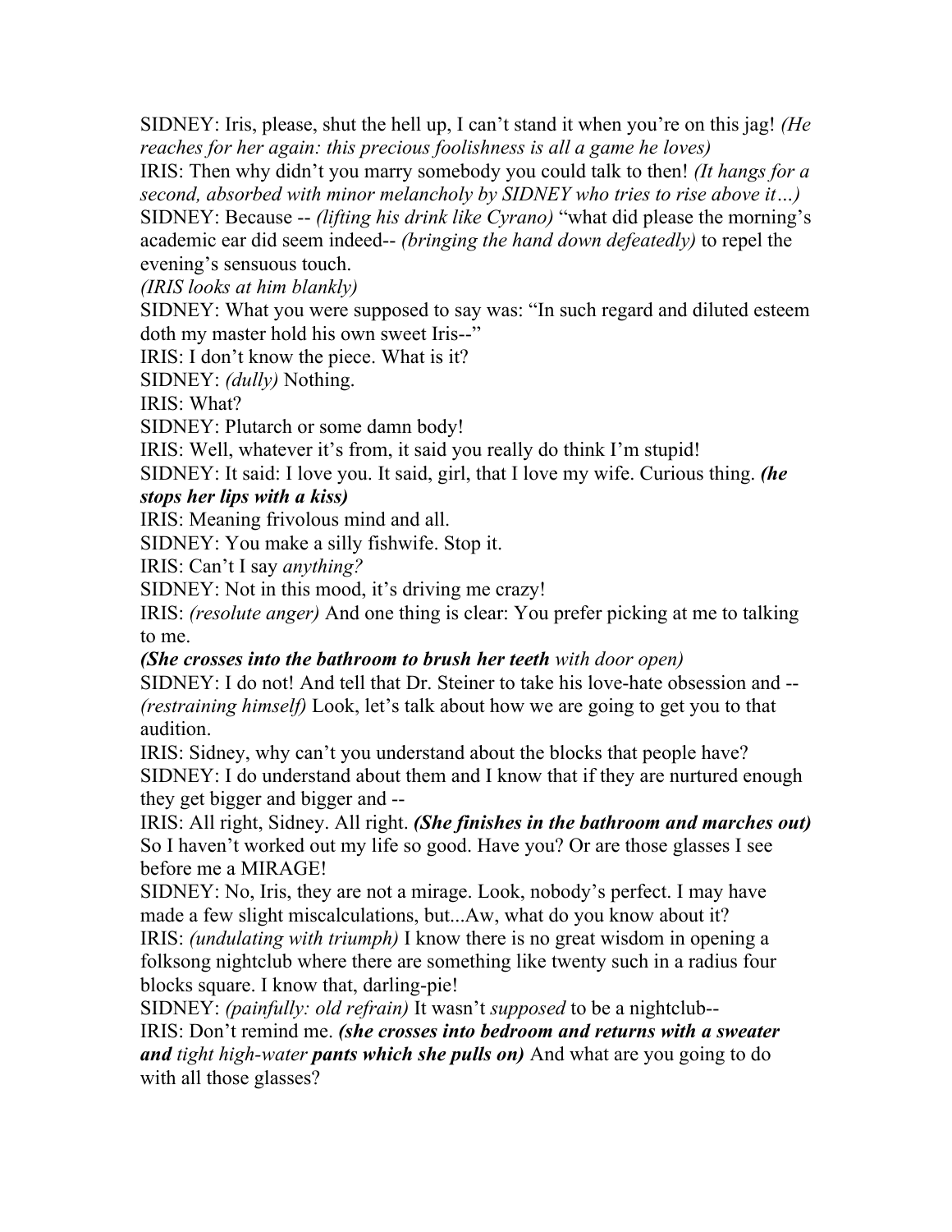SIDNEY: Iris, please, shut the hell up, I can't stand it when you're on this jag! *(He reaches for her again: this precious foolishness is all a game he loves)*

IRIS: Then why didn't you marry somebody you could talk to then! *(It hangs for a second, absorbed with minor melancholy by SIDNEY who tries to rise above it…)*

SIDNEY: Because -- *(lifting his drink like Cyrano)* "what did please the morning's academic ear did seem indeed-- *(bringing the hand down defeatedly)* to repel the evening's sensuous touch.

*(IRIS looks at him blankly)*

SIDNEY: What you were supposed to say was: "In such regard and diluted esteem doth my master hold his own sweet Iris--"

IRIS: I don't know the piece. What is it?

SIDNEY: *(dully)* Nothing.

IRIS: What?

SIDNEY: Plutarch or some damn body!

IRIS: Well, whatever it's from, it said you really do think I'm stupid!

SIDNEY: It said: I love you. It said, girl, that I love my wife. Curious thing. ***(he stops her lips with a kiss)***

IRIS: Meaning frivolous mind and all.

SIDNEY: You make a silly fishwife. Stop it.

IRIS: Can't I say *anything?*

SIDNEY: Not in this mood, it's driving me crazy!

IRIS: *(resolute anger)* And one thing is clear: You prefer picking at me to talking to me.

***(She crosses into the bathroom to brush her teeth** with door open)*

SIDNEY: I do not! And tell that Dr. Steiner to take his love-hate obsession and -- *(restraining himself)* Look, let's talk about how we are going to get you to that audition.

IRIS: Sidney, why can't you understand about the blocks that people have?

SIDNEY: I do understand about them and I know that if they are nurtured enough they get bigger and bigger and --

IRIS: All right, Sidney. All right. ***(She finishes in the bathroom and marches out)*** So I haven't worked out my life so good. Have you? Or are those glasses I see before me a MIRAGE!

SIDNEY: No, Iris, they are not a mirage. Look, nobody's perfect. I may have made a few slight miscalculations, but...Aw, what do you know about it?

IRIS: *(undulating with triumph)* I know there is no great wisdom in opening a folksong nightclub where there are something like twenty such in a radius four blocks square. I know that, darling-pie!

SIDNEY: *(painfully: old refrain)* It wasn't *supposed* to be a nightclub--

IRIS: Don't remind me. ***(she crosses into bedroom and returns with a sweater and** tight high-water **pants which she pulls on)*** And what are you going to do with all those glasses?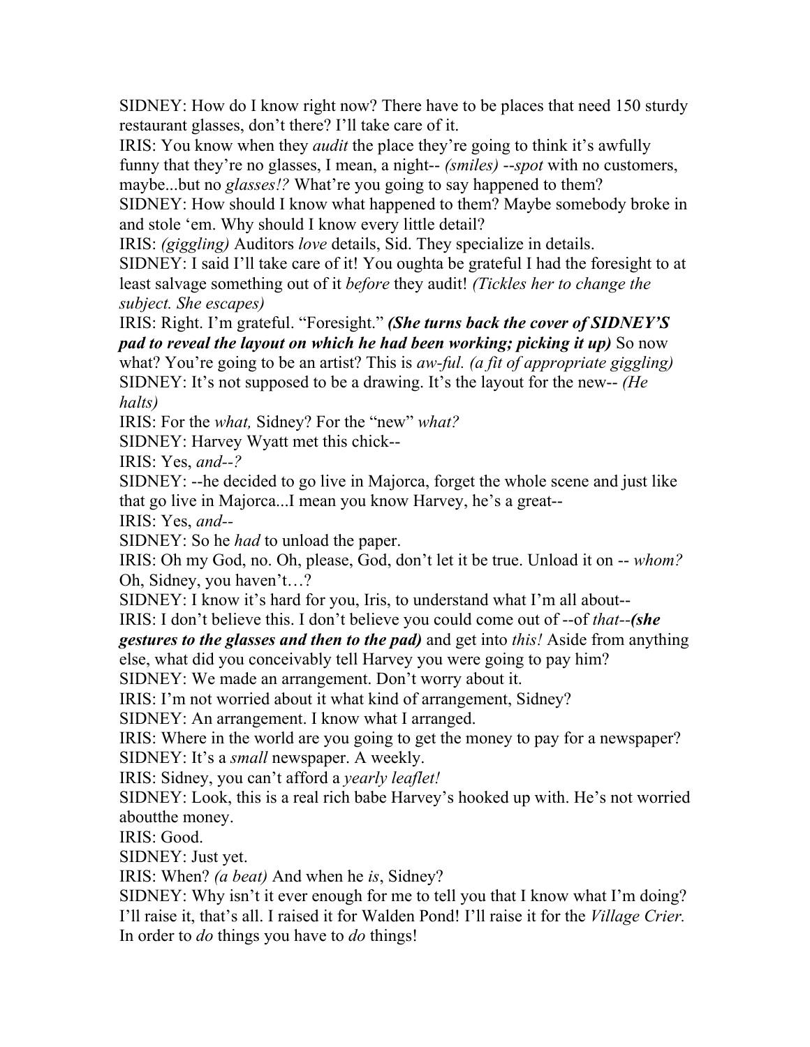SIDNEY: How do I know right now? There have to be places that need 150 sturdy restaurant glasses, don't there? I'll take care of it.

IRIS: You know when they *audit* the place they're going to think it's awfully funny that they're no glasses, I mean, a night-- *(smiles)* --*spot* with no customers, maybe...but no *glasses!?* What're you going to say happened to them?

SIDNEY: How should I know what happened to them? Maybe somebody broke in and stole 'em. Why should I know every little detail?

IRIS: *(giggling)* Auditors *love* details, Sid. They specialize in details.

SIDNEY: I said I'll take care of it! You oughta be grateful I had the foresight to at least salvage something out of it *before* they audit! *(Tickles her to change the subject. She escapes)*

IRIS: Right. I'm grateful. "Foresight." ***(She turns back the cover of SIDNEY'S pad to reveal the layout on which he had been working; picking it up)*** So now what? You're going to be an artist? This is *aw-ful. (a fit of appropriate giggling)*

SIDNEY: It's not supposed to be a drawing. It's the layout for the new-- *(He halts)*

IRIS: For the *what,* Sidney? For the "new" *what?*

SIDNEY: Harvey Wyatt met this chick--

IRIS: Yes, *and--?*

SIDNEY: --he decided to go live in Majorca, forget the whole scene and just like that go live in Majorca...I mean you know Harvey, he's a great--

IRIS: Yes, *and--*

SIDNEY: So he *had* to unload the paper.

IRIS: Oh my God, no. Oh, please, God, don't let it be true. Unload it on -- *whom?* Oh, Sidney, you haven't…?

SIDNEY: I know it's hard for you, Iris, to understand what I'm all about--

IRIS: I don't believe this. I don't believe you could come out of --of *that--**(she gestures to the glasses and then to the pad)*** and get into *this!* Aside from anything else, what did you conceivably tell Harvey you were going to pay him?

SIDNEY: We made an arrangement. Don't worry about it.

IRIS: I'm not worried about it what kind of arrangement, Sidney?

SIDNEY: An arrangement. I know what I arranged.

IRIS: Where in the world are you going to get the money to pay for a newspaper?

SIDNEY: It's a *small* newspaper. A weekly.

IRIS: Sidney, you can't afford a *yearly leaflet!*

SIDNEY: Look, this is a real rich babe Harvey's hooked up with. He's not worried aboutthe money.

IRIS: Good.

SIDNEY: Just yet.

IRIS: When? *(a beat)* And when he *is*, Sidney?

SIDNEY: Why isn't it ever enough for me to tell you that I know what I'm doing? I'll raise it, that's all. I raised it for Walden Pond! I'll raise it for the *Village Crier.* In order to *do* things you have to *do* things!